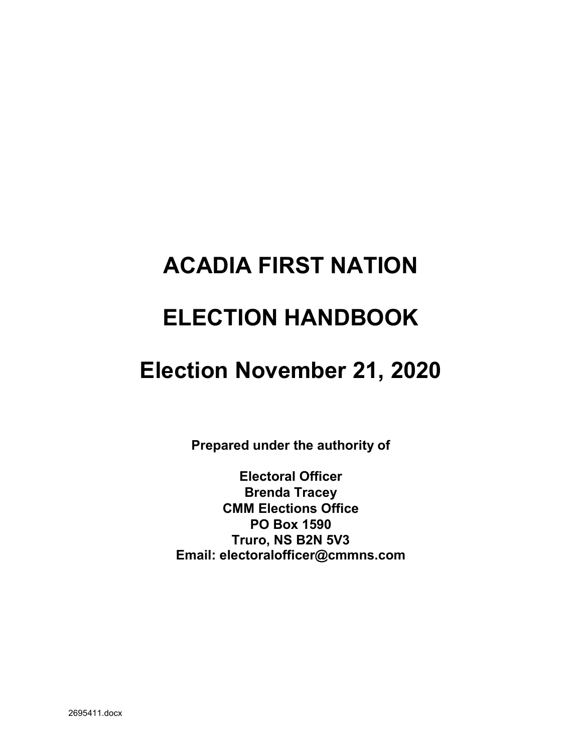# ACADIA FIRST NATION

# ELECTION HANDBOOK

# Election November 21, 2020

**Prepared under the authority of**

**Electoral Officer**
**Brenda Tracey**
**CMM Elections Office**
**PO Box 1590**
**Truro, NS B2N 5V3**
**Email: electoralofficer@cmmns.com**

2695411.docx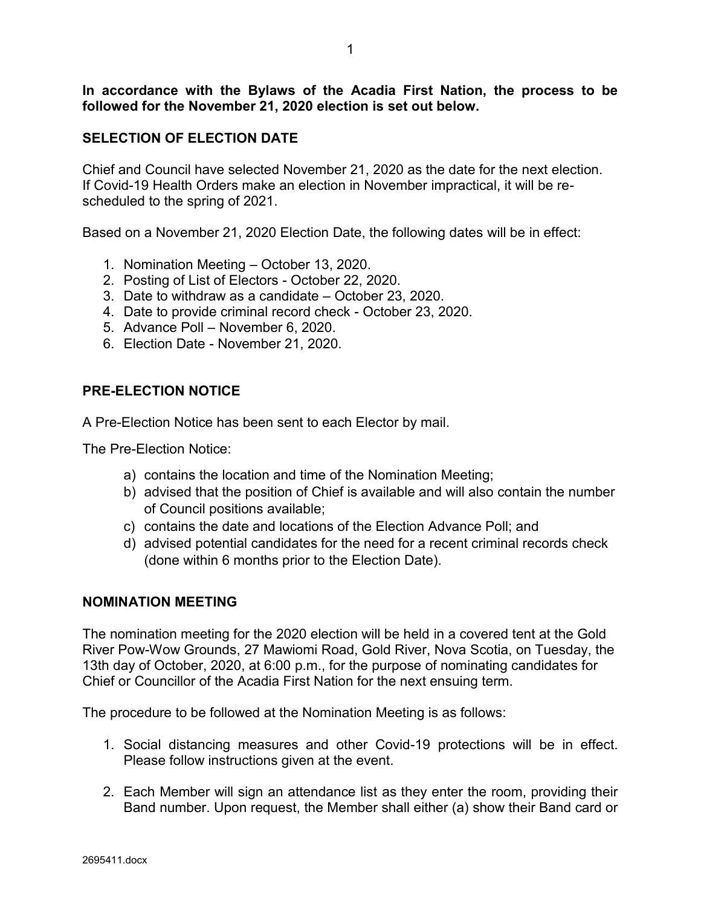**In accordance with the Bylaws of the Acadia First Nation, the process to be followed for the November 21, 2020 election is set out below.**

## SELECTION OF ELECTION DATE

Chief and Council have selected November 21, 2020 as the date for the next election. If Covid-19 Health Orders make an election in November impractical, it will be re-scheduled to the spring of 2021.

Based on a November 21, 2020 Election Date, the following dates will be in effect:

1. Nomination Meeting – October 13, 2020.
2. Posting of List of Electors - October 22, 2020.
3. Date to withdraw as a candidate – October 23, 2020.
4. Date to provide criminal record check - October 23, 2020.
5. Advance Poll – November 6, 2020.
6. Election Date - November 21, 2020.

## PRE-ELECTION NOTICE

A Pre-Election Notice has been sent to each Elector by mail.

The Pre-Election Notice:

a) contains the location and time of the Nomination Meeting;
b) advised that the position of Chief is available and will also contain the number of Council positions available;
c) contains the date and locations of the Election Advance Poll; and
d) advised potential candidates for the need for a recent criminal records check (done within 6 months prior to the Election Date).

## NOMINATION MEETING

The nomination meeting for the 2020 election will be held in a covered tent at the Gold River Pow-Wow Grounds, 27 Mawiomi Road, Gold River, Nova Scotia, on Tuesday, the 13th day of October, 2020, at 6:00 p.m., for the purpose of nominating candidates for Chief or Councillor of the Acadia First Nation for the next ensuing term.

The procedure to be followed at the Nomination Meeting is as follows:

1. Social distancing measures and other Covid-19 protections will be in effect. Please follow instructions given at the event.
2. Each Member will sign an attendance list as they enter the room, providing their Band number. Upon request, the Member shall either (a) show their Band card or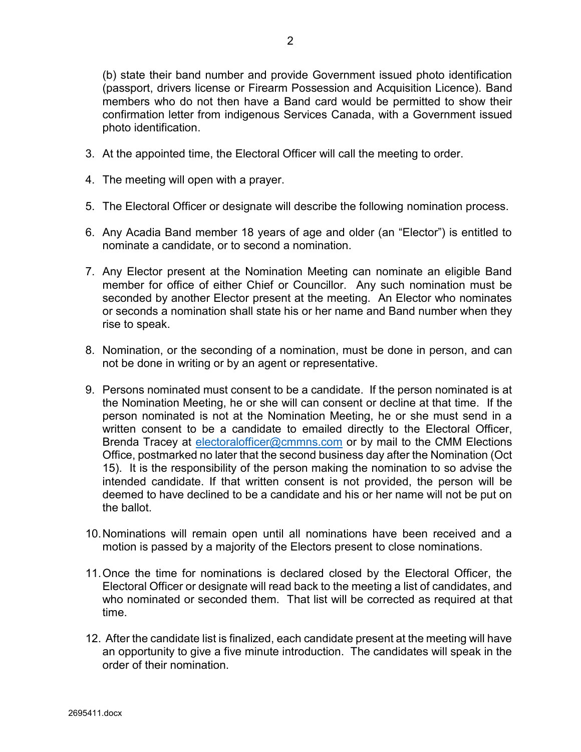(b) state their band number and provide Government issued photo identification (passport, drivers license or Firearm Possession and Acquisition Licence). Band members who do not then have a Band card would be permitted to show their confirmation letter from indigenous Services Canada, with a Government issued photo identification.

3. At the appointed time, the Electoral Officer will call the meeting to order.

4. The meeting will open with a prayer.

5. The Electoral Officer or designate will describe the following nomination process.

6. Any Acadia Band member 18 years of age and older (an "Elector") is entitled to nominate a candidate, or to second a nomination.

7. Any Elector present at the Nomination Meeting can nominate an eligible Band member for office of either Chief or Councillor. Any such nomination must be seconded by another Elector present at the meeting. An Elector who nominates or seconds a nomination shall state his or her name and Band number when they rise to speak.

8. Nomination, or the seconding of a nomination, must be done in person, and can not be done in writing or by an agent or representative.

9. Persons nominated must consent to be a candidate. If the person nominated is at the Nomination Meeting, he or she will can consent or decline at that time. If the person nominated is not at the Nomination Meeting, he or she must send in a written consent to be a candidate to emailed directly to the Electoral Officer, Brenda Tracey at electoralofficer@cmmns.com or by mail to the CMM Elections Office, postmarked no later that the second business day after the Nomination (Oct 15). It is the responsibility of the person making the nomination to so advise the intended candidate. If that written consent is not provided, the person will be deemed to have declined to be a candidate and his or her name will not be put on the ballot.

10. Nominations will remain open until all nominations have been received and a motion is passed by a majority of the Electors present to close nominations.

11. Once the time for nominations is declared closed by the Electoral Officer, the Electoral Officer or designate will read back to the meeting a list of candidates, and who nominated or seconded them. That list will be corrected as required at that time.

12. After the candidate list is finalized, each candidate present at the meeting will have an opportunity to give a five minute introduction. The candidates will speak in the order of their nomination.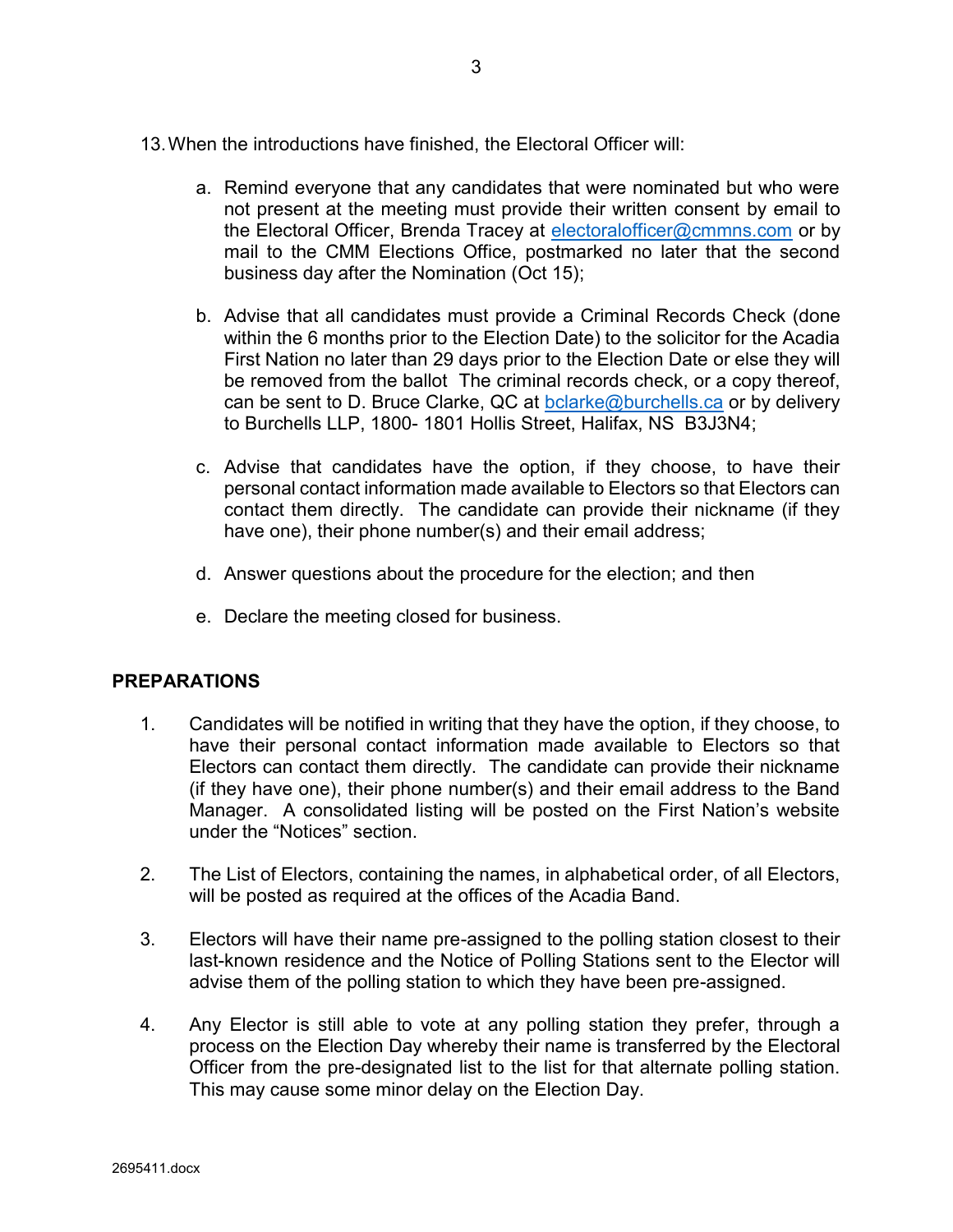13. When the introductions have finished, the Electoral Officer will:

    a. Remind everyone that any candidates that were nominated but who were not present at the meeting must provide their written consent by email to the Electoral Officer, Brenda Tracey at electoralofficer@cmmns.com or by mail to the CMM Elections Office, postmarked no later that the second business day after the Nomination (Oct 15);

    b. Advise that all candidates must provide a Criminal Records Check (done within the 6 months prior to the Election Date) to the solicitor for the Acadia First Nation no later than 29 days prior to the Election Date or else they will be removed from the ballot The criminal records check, or a copy thereof, can be sent to D. Bruce Clarke, QC at bclarke@burchells.ca or by delivery to Burchells LLP, 1800- 1801 Hollis Street, Halifax, NS B3J3N4;

    c. Advise that candidates have the option, if they choose, to have their personal contact information made available to Electors so that Electors can contact them directly. The candidate can provide their nickname (if they have one), their phone number(s) and their email address;

    d. Answer questions about the procedure for the election; and then

    e. Declare the meeting closed for business.

## PREPARATIONS

1. Candidates will be notified in writing that they have the option, if they choose, to have their personal contact information made available to Electors so that Electors can contact them directly. The candidate can provide their nickname (if they have one), their phone number(s) and their email address to the Band Manager. A consolidated listing will be posted on the First Nation's website under the "Notices" section.

2. The List of Electors, containing the names, in alphabetical order, of all Electors, will be posted as required at the offices of the Acadia Band.

3. Electors will have their name pre-assigned to the polling station closest to their last-known residence and the Notice of Polling Stations sent to the Elector will advise them of the polling station to which they have been pre-assigned.

4. Any Elector is still able to vote at any polling station they prefer, through a process on the Election Day whereby their name is transferred by the Electoral Officer from the pre-designated list to the list for that alternate polling station. This may cause some minor delay on the Election Day.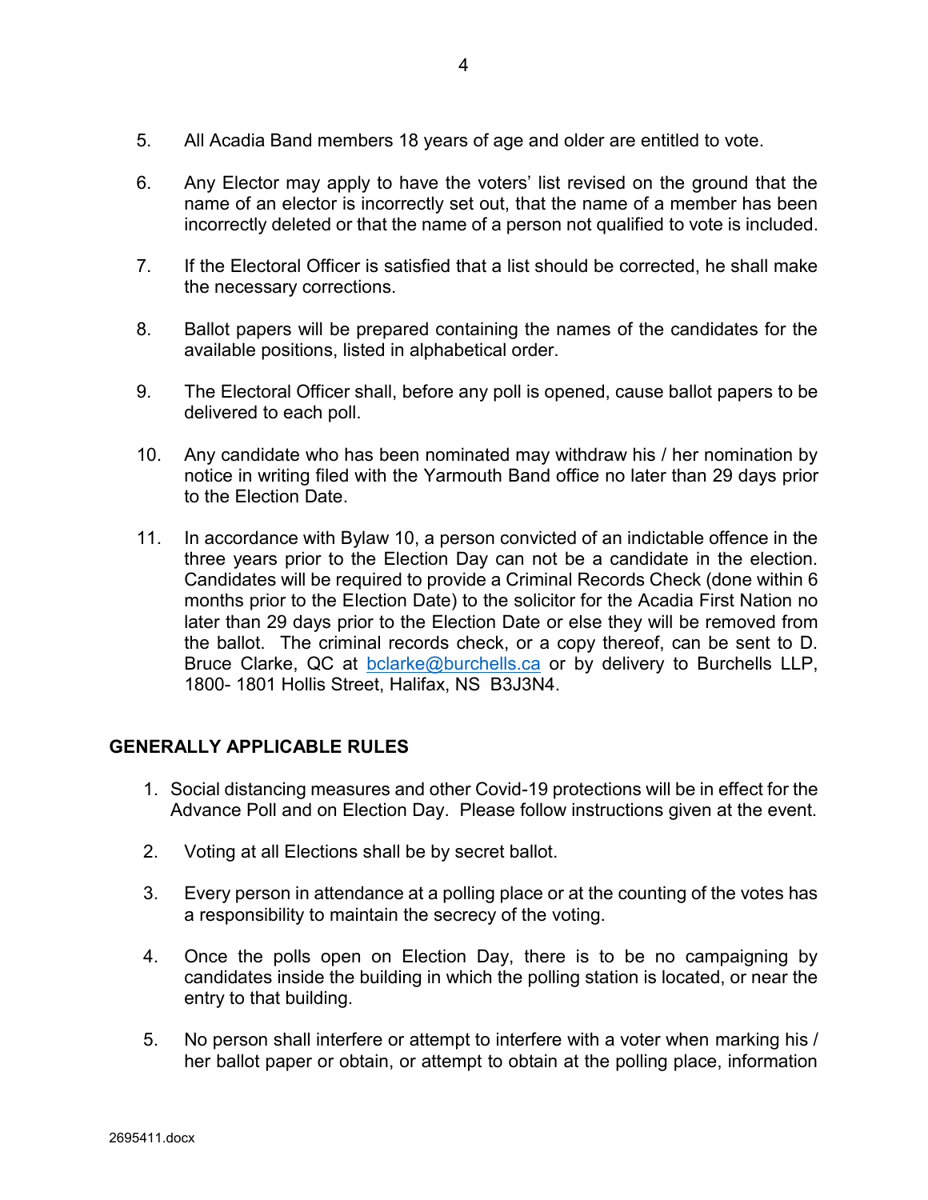5. All Acadia Band members 18 years of age and older are entitled to vote.

6. Any Elector may apply to have the voters' list revised on the ground that the name of an elector is incorrectly set out, that the name of a member has been incorrectly deleted or that the name of a person not qualified to vote is included.

7. If the Electoral Officer is satisfied that a list should be corrected, he shall make the necessary corrections.

8. Ballot papers will be prepared containing the names of the candidates for the available positions, listed in alphabetical order.

9. The Electoral Officer shall, before any poll is opened, cause ballot papers to be delivered to each poll.

10. Any candidate who has been nominated may withdraw his / her nomination by notice in writing filed with the Yarmouth Band office no later than 29 days prior to the Election Date.

11. In accordance with Bylaw 10, a person convicted of an indictable offence in the three years prior to the Election Day can not be a candidate in the election. Candidates will be required to provide a Criminal Records Check (done within 6 months prior to the Election Date) to the solicitor for the Acadia First Nation no later than 29 days prior to the Election Date or else they will be removed from the ballot. The criminal records check, or a copy thereof, can be sent to D. Bruce Clarke, QC at bclarke@burchells.ca or by delivery to Burchells LLP, 1800- 1801 Hollis Street, Halifax, NS B3J3N4.

## GENERALLY APPLICABLE RULES

1. Social distancing measures and other Covid-19 protections will be in effect for the Advance Poll and on Election Day. Please follow instructions given at the event.

2. Voting at all Elections shall be by secret ballot.

3. Every person in attendance at a polling place or at the counting of the votes has a responsibility to maintain the secrecy of the voting.

4. Once the polls open on Election Day, there is to be no campaigning by candidates inside the building in which the polling station is located, or near the entry to that building.

5. No person shall interfere or attempt to interfere with a voter when marking his / her ballot paper or obtain, or attempt to obtain at the polling place, information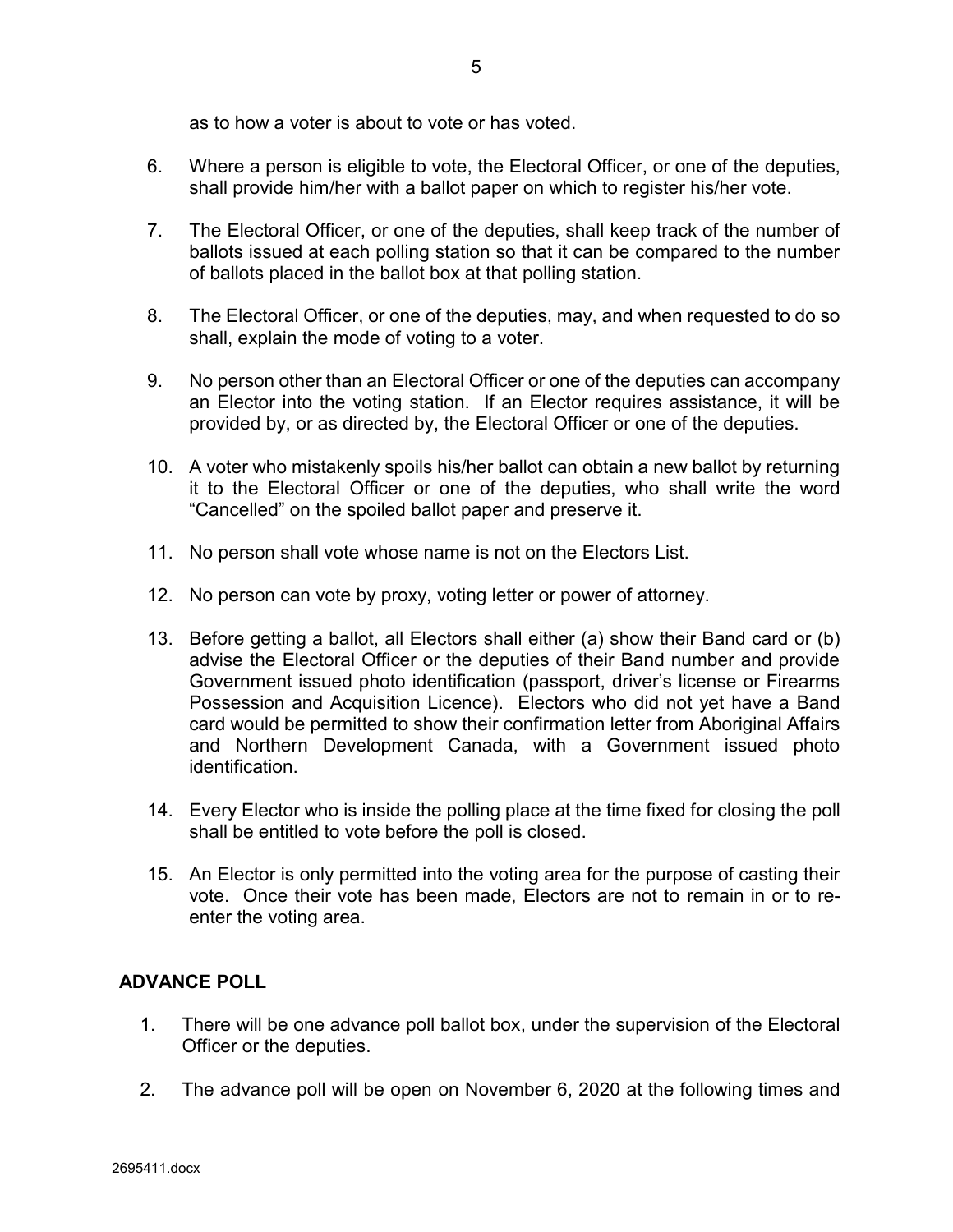as to how a voter is about to vote or has voted.

6. Where a person is eligible to vote, the Electoral Officer, or one of the deputies, shall provide him/her with a ballot paper on which to register his/her vote.

7. The Electoral Officer, or one of the deputies, shall keep track of the number of ballots issued at each polling station so that it can be compared to the number of ballots placed in the ballot box at that polling station.

8. The Electoral Officer, or one of the deputies, may, and when requested to do so shall, explain the mode of voting to a voter.

9. No person other than an Electoral Officer or one of the deputies can accompany an Elector into the voting station. If an Elector requires assistance, it will be provided by, or as directed by, the Electoral Officer or one of the deputies.

10. A voter who mistakenly spoils his/her ballot can obtain a new ballot by returning it to the Electoral Officer or one of the deputies, who shall write the word "Cancelled" on the spoiled ballot paper and preserve it.

11. No person shall vote whose name is not on the Electors List.

12. No person can vote by proxy, voting letter or power of attorney.

13. Before getting a ballot, all Electors shall either (a) show their Band card or (b) advise the Electoral Officer or the deputies of their Band number and provide Government issued photo identification (passport, driver's license or Firearms Possession and Acquisition Licence). Electors who did not yet have a Band card would be permitted to show their confirmation letter from Aboriginal Affairs and Northern Development Canada, with a Government issued photo identification.

14. Every Elector who is inside the polling place at the time fixed for closing the poll shall be entitled to vote before the poll is closed.

15. An Elector is only permitted into the voting area for the purpose of casting their vote. Once their vote has been made, Electors are not to remain in or to re-enter the voting area.

**ADVANCE POLL**

1. There will be one advance poll ballot box, under the supervision of the Electoral Officer or the deputies.

2. The advance poll will be open on November 6, 2020 at the following times and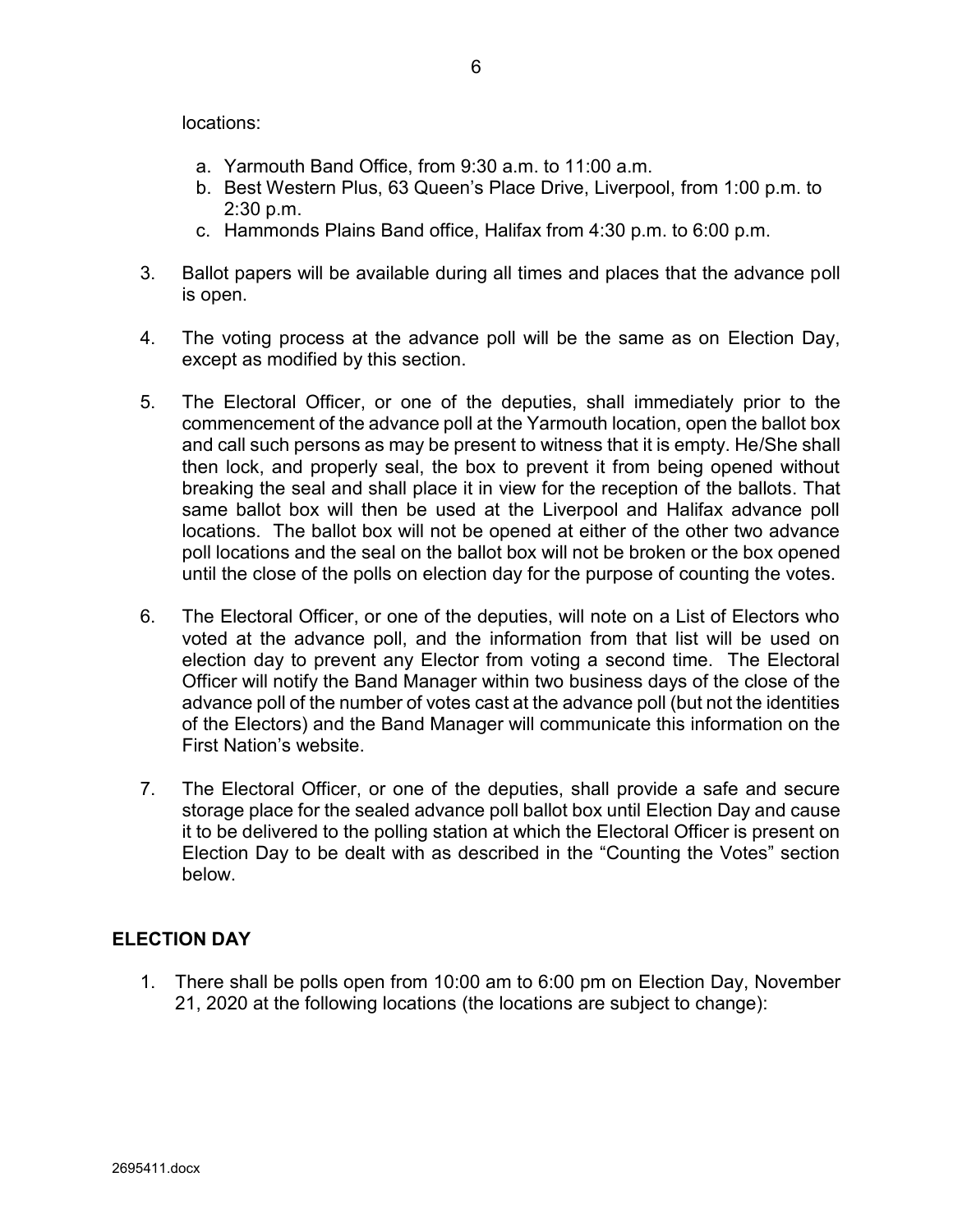locations:

a. Yarmouth Band Office, from 9:30 a.m. to 11:00 a.m.
b. Best Western Plus, 63 Queen's Place Drive, Liverpool, from 1:00 p.m. to 2:30 p.m.
c. Hammonds Plains Band office, Halifax from 4:30 p.m. to 6:00 p.m.

3. Ballot papers will be available during all times and places that the advance poll is open.

4. The voting process at the advance poll will be the same as on Election Day, except as modified by this section.

5. The Electoral Officer, or one of the deputies, shall immediately prior to the commencement of the advance poll at the Yarmouth location, open the ballot box and call such persons as may be present to witness that it is empty. He/She shall then lock, and properly seal, the box to prevent it from being opened without breaking the seal and shall place it in view for the reception of the ballots. That same ballot box will then be used at the Liverpool and Halifax advance poll locations. The ballot box will not be opened at either of the other two advance poll locations and the seal on the ballot box will not be broken or the box opened until the close of the polls on election day for the purpose of counting the votes.

6. The Electoral Officer, or one of the deputies, will note on a List of Electors who voted at the advance poll, and the information from that list will be used on election day to prevent any Elector from voting a second time. The Electoral Officer will notify the Band Manager within two business days of the close of the advance poll of the number of votes cast at the advance poll (but not the identities of the Electors) and the Band Manager will communicate this information on the First Nation's website.

7. The Electoral Officer, or one of the deputies, shall provide a safe and secure storage place for the sealed advance poll ballot box until Election Day and cause it to be delivered to the polling station at which the Electoral Officer is present on Election Day to be dealt with as described in the "Counting the Votes" section below.

## ELECTION DAY

1. There shall be polls open from 10:00 am to 6:00 pm on Election Day, November 21, 2020 at the following locations (the locations are subject to change):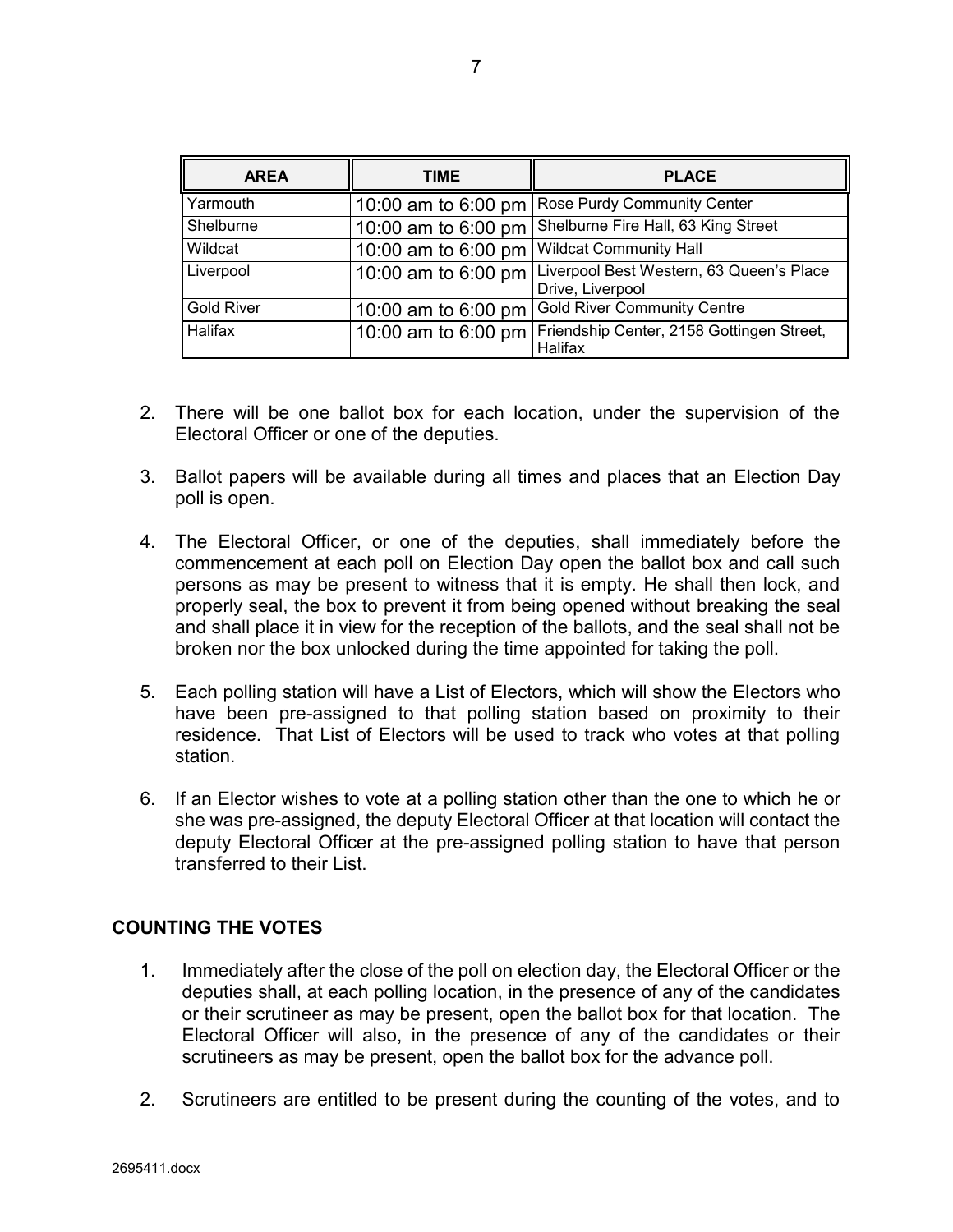| AREA | TIME | PLACE |
|---|---|---|
| Yarmouth | 10:00 am to 6:00 pm | Rose Purdy Community Center |
| Shelburne | 10:00 am to 6:00 pm | Shelburne Fire Hall, 63 King Street |
| Wildcat | 10:00 am to 6:00 pm | Wildcat Community Hall |
| Liverpool | 10:00 am to 6:00 pm | Liverpool Best Western, 63 Queen's Place Drive, Liverpool |
| Gold River | 10:00 am to 6:00 pm | Gold River Community Centre |
| Halifax | 10:00 am to 6:00 pm | Friendship Center, 2158 Gottingen Street, Halifax |

2. There will be one ballot box for each location, under the supervision of the Electoral Officer or one of the deputies.

3. Ballot papers will be available during all times and places that an Election Day poll is open.

4. The Electoral Officer, or one of the deputies, shall immediately before the commencement at each poll on Election Day open the ballot box and call such persons as may be present to witness that it is empty. He shall then lock, and properly seal, the box to prevent it from being opened without breaking the seal and shall place it in view for the reception of the ballots, and the seal shall not be broken nor the box unlocked during the time appointed for taking the poll.

5. Each polling station will have a List of Electors, which will show the Electors who have been pre-assigned to that polling station based on proximity to their residence. That List of Electors will be used to track who votes at that polling station.

6. If an Elector wishes to vote at a polling station other than the one to which he or she was pre-assigned, the deputy Electoral Officer at that location will contact the deputy Electoral Officer at the pre-assigned polling station to have that person transferred to their List.

## COUNTING THE VOTES

1. Immediately after the close of the poll on election day, the Electoral Officer or the deputies shall, at each polling location, in the presence of any of the candidates or their scrutineer as may be present, open the ballot box for that location. The Electoral Officer will also, in the presence of any of the candidates or their scrutineers as may be present, open the ballot box for the advance poll.

2. Scrutineers are entitled to be present during the counting of the votes, and to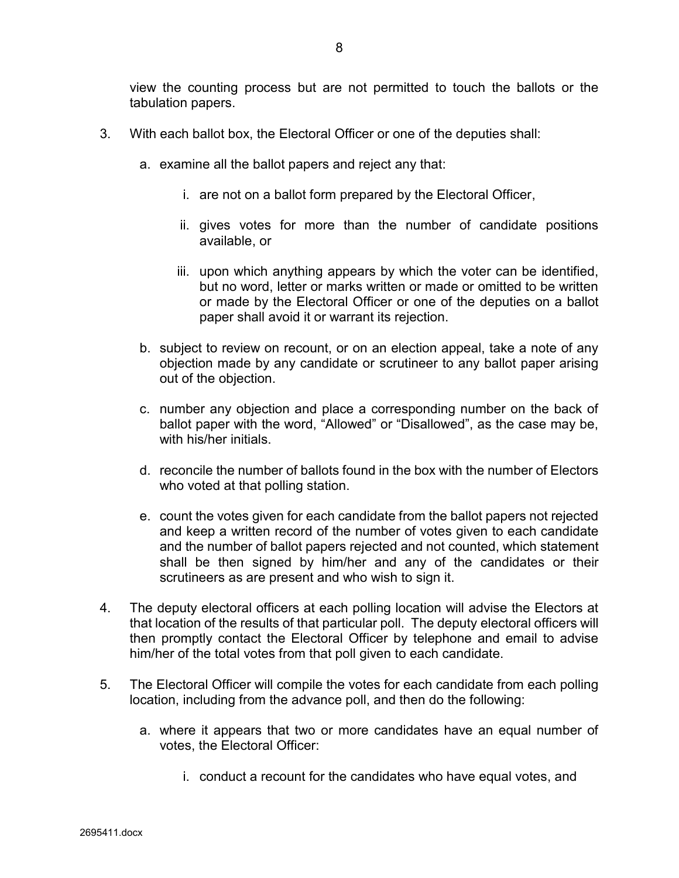view the counting process but are not permitted to touch the ballots or the tabulation papers.

3. With each ballot box, the Electoral Officer or one of the deputies shall:

   a. examine all the ballot papers and reject any that:

      i. are not on a ballot form prepared by the Electoral Officer,

      ii. gives votes for more than the number of candidate positions available, or

      iii. upon which anything appears by which the voter can be identified, but no word, letter or marks written or made or omitted to be written or made by the Electoral Officer or one of the deputies on a ballot paper shall avoid it or warrant its rejection.

   b. subject to review on recount, or on an election appeal, take a note of any objection made by any candidate or scrutineer to any ballot paper arising out of the objection.

   c. number any objection and place a corresponding number on the back of ballot paper with the word, "Allowed" or "Disallowed", as the case may be, with his/her initials.

   d. reconcile the number of ballots found in the box with the number of Electors who voted at that polling station.

   e. count the votes given for each candidate from the ballot papers not rejected and keep a written record of the number of votes given to each candidate and the number of ballot papers rejected and not counted, which statement shall be then signed by him/her and any of the candidates or their scrutineers as are present and who wish to sign it.

4. The deputy electoral officers at each polling location will advise the Electors at that location of the results of that particular poll. The deputy electoral officers will then promptly contact the Electoral Officer by telephone and email to advise him/her of the total votes from that poll given to each candidate.

5. The Electoral Officer will compile the votes for each candidate from each polling location, including from the advance poll, and then do the following:

   a. where it appears that two or more candidates have an equal number of votes, the Electoral Officer:

      i. conduct a recount for the candidates who have equal votes, and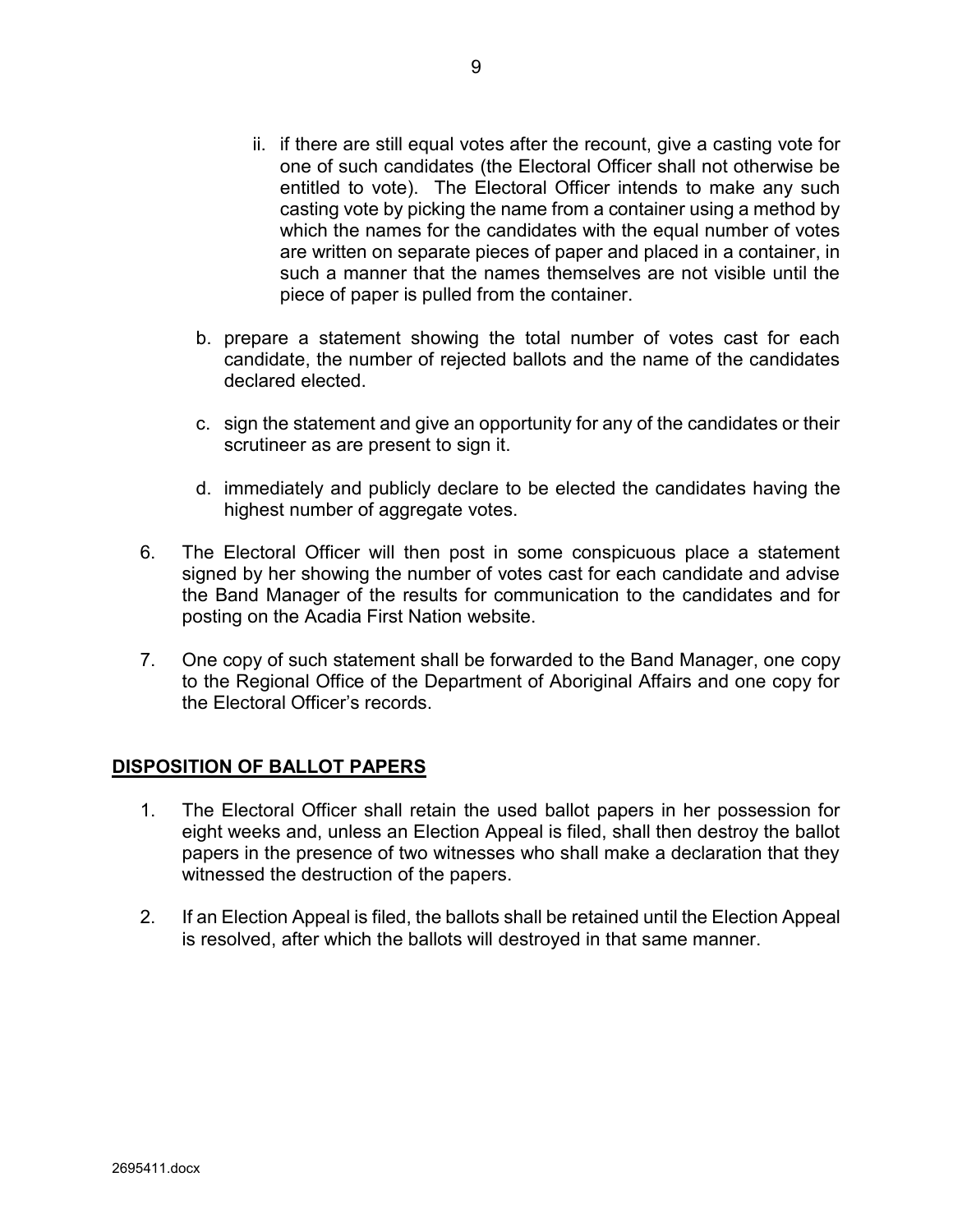ii. if there are still equal votes after the recount, give a casting vote for one of such candidates (the Electoral Officer shall not otherwise be entitled to vote). The Electoral Officer intends to make any such casting vote by picking the name from a container using a method by which the names for the candidates with the equal number of votes are written on separate pieces of paper and placed in a container, in such a manner that the names themselves are not visible until the piece of paper is pulled from the container.

b. prepare a statement showing the total number of votes cast for each candidate, the number of rejected ballots and the name of the candidates declared elected.

c. sign the statement and give an opportunity for any of the candidates or their scrutineer as are present to sign it.

d. immediately and publicly declare to be elected the candidates having the highest number of aggregate votes.

6. The Electoral Officer will then post in some conspicuous place a statement signed by her showing the number of votes cast for each candidate and advise the Band Manager of the results for communication to the candidates and for posting on the Acadia First Nation website.

7. One copy of such statement shall be forwarded to the Band Manager, one copy to the Regional Office of the Department of Aboriginal Affairs and one copy for the Electoral Officer's records.

## DISPOSITION OF BALLOT PAPERS

1. The Electoral Officer shall retain the used ballot papers in her possession for eight weeks and, unless an Election Appeal is filed, shall then destroy the ballot papers in the presence of two witnesses who shall make a declaration that they witnessed the destruction of the papers.

2. If an Election Appeal is filed, the ballots shall be retained until the Election Appeal is resolved, after which the ballots will destroyed in that same manner.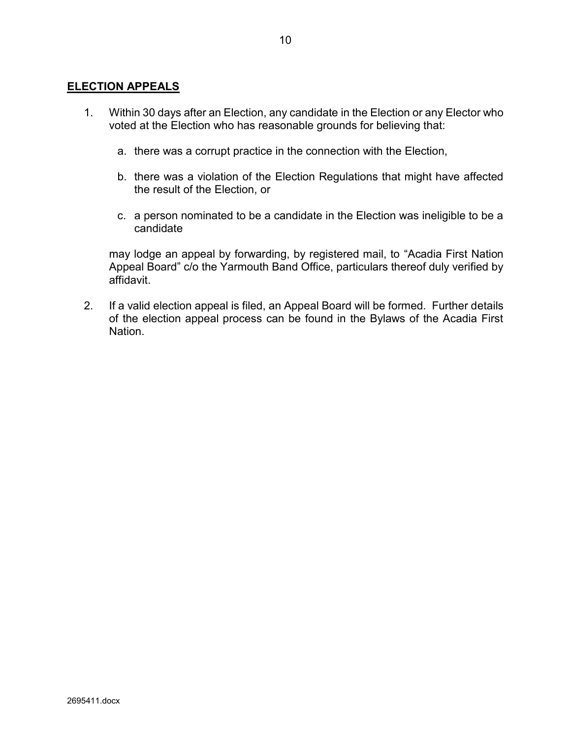## **ELECTION APPEALS**

1. Within 30 days after an Election, any candidate in the Election or any Elector who voted at the Election who has reasonable grounds for believing that:

   a. there was a corrupt practice in the connection with the Election,

   b. there was a violation of the Election Regulations that might have affected the result of the Election, or

   c. a person nominated to be a candidate in the Election was ineligible to be a candidate

   may lodge an appeal by forwarding, by registered mail, to "Acadia First Nation Appeal Board" c/o the Yarmouth Band Office, particulars thereof duly verified by affidavit.

2. If a valid election appeal is filed, an Appeal Board will be formed. Further details of the election appeal process can be found in the Bylaws of the Acadia First Nation.